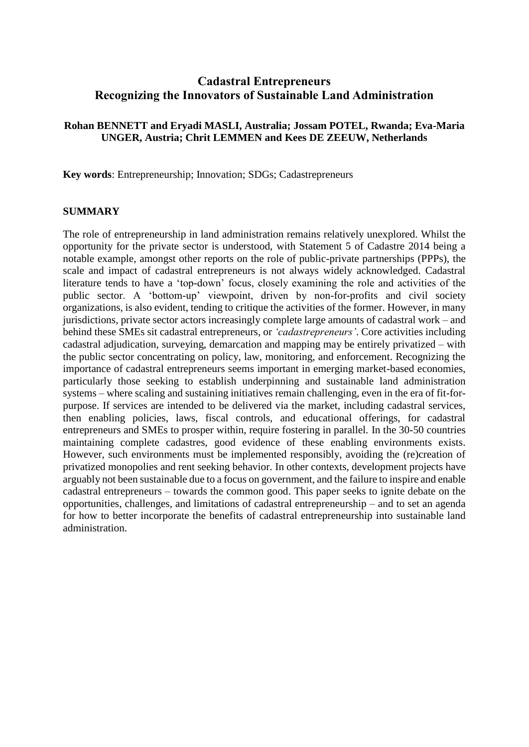# Cadastral Entrepreneurs
## Recognizing the Innovators of Sustainable Land Administration

**Rohan BENNETT and Eryadi MASLI, Australia; Jossam POTEL, Rwanda; Eva-Maria UNGER, Austria; Chrit LEMMEN and Kees DE ZEEUW, Netherlands**

**Key words**: Entrepreneurship; Innovation; SDGs; Cadastrepreneurs

## SUMMARY

The role of entrepreneurship in land administration remains relatively unexplored. Whilst the opportunity for the private sector is understood, with Statement 5 of Cadastre 2014 being a notable example, amongst other reports on the role of public-private partnerships (PPPs), the scale and impact of cadastral entrepreneurs is not always widely acknowledged. Cadastral literature tends to have a 'top-down' focus, closely examining the role and activities of the public sector. A 'bottom-up' viewpoint, driven by non-for-profits and civil society organizations, is also evident, tending to critique the activities of the former. However, in many jurisdictions, private sector actors increasingly complete large amounts of cadastral work – and behind these SMEs sit cadastral entrepreneurs, or *'cadastrepreneurs'*. Core activities including cadastral adjudication, surveying, demarcation and mapping may be entirely privatized – with the public sector concentrating on policy, law, monitoring, and enforcement. Recognizing the importance of cadastral entrepreneurs seems important in emerging market-based economies, particularly those seeking to establish underpinning and sustainable land administration systems – where scaling and sustaining initiatives remain challenging, even in the era of fit-for-purpose. If services are intended to be delivered via the market, including cadastral services, then enabling policies, laws, fiscal controls, and educational offerings, for cadastral entrepreneurs and SMEs to prosper within, require fostering in parallel. In the 30-50 countries maintaining complete cadastres, good evidence of these enabling environments exists. However, such environments must be implemented responsibly, avoiding the (re)creation of privatized monopolies and rent seeking behavior. In other contexts, development projects have arguably not been sustainable due to a focus on government, and the failure to inspire and enable cadastral entrepreneurs – towards the common good. This paper seeks to ignite debate on the opportunities, challenges, and limitations of cadastral entrepreneurship – and to set an agenda for how to better incorporate the benefits of cadastral entrepreneurship into sustainable land administration.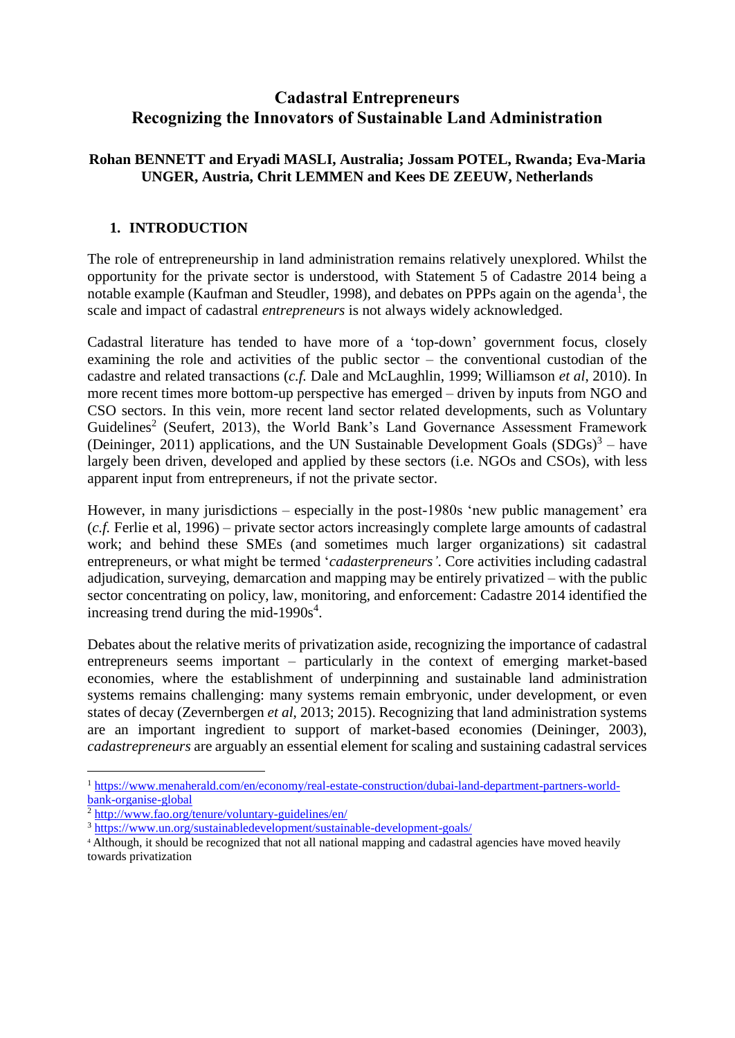# Cadastral Entrepreneurs
# Recognizing the Innovators of Sustainable Land Administration

**Rohan BENNETT and Eryadi MASLI, Australia; Jossam POTEL, Rwanda; Eva-Maria UNGER, Austria, Chrit LEMMEN and Kees DE ZEEUW, Netherlands**

## 1. INTRODUCTION

The role of entrepreneurship in land administration remains relatively unexplored. Whilst the opportunity for the private sector is understood, with Statement 5 of Cadastre 2014 being a notable example (Kaufman and Steudler, 1998), and debates on PPPs again on the agenda[1], the scale and impact of cadastral *entrepreneurs* is not always widely acknowledged.

Cadastral literature has tended to have more of a 'top-down' government focus, closely examining the role and activities of the public sector – the conventional custodian of the cadastre and related transactions (*c.f.* Dale and McLaughlin, 1999; Williamson *et al*, 2010). In more recent times more bottom-up perspective has emerged – driven by inputs from NGO and CSO sectors. In this vein, more recent land sector related developments, such as Voluntary Guidelines[2] (Seufert, 2013), the World Bank's Land Governance Assessment Framework (Deininger, 2011) applications, and the UN Sustainable Development Goals (SDGs)[3] – have largely been driven, developed and applied by these sectors (i.e. NGOs and CSOs), with less apparent input from entrepreneurs, if not the private sector.

However, in many jurisdictions – especially in the post-1980s 'new public management' era (*c.f.* Ferlie et al, 1996) – private sector actors increasingly complete large amounts of cadastral work; and behind these SMEs (and sometimes much larger organizations) sit cadastral entrepreneurs, or what might be termed '*cadasterpreneurs'*. Core activities including cadastral adjudication, surveying, demarcation and mapping may be entirely privatized – with the public sector concentrating on policy, law, monitoring, and enforcement: Cadastre 2014 identified the increasing trend during the mid-1990s[4].

Debates about the relative merits of privatization aside, recognizing the importance of cadastral entrepreneurs seems important – particularly in the context of emerging market-based economies, where the establishment of underpinning and sustainable land administration systems remains challenging: many systems remain embryonic, under development, or even states of decay (Zevernbergen *et al*, 2013; 2015). Recognizing that land administration systems are an important ingredient to support of market-based economies (Deininger, 2003), *cadastrepreneurs* are arguably an essential element for scaling and sustaining cadastral services

---

[1] https://www.menaherald.com/en/economy/real-estate-construction/dubai-land-department-partners-world-bank-organise-global

[2] http://www.fao.org/tenure/voluntary-guidelines/en/

[3] https://www.un.org/sustainabledevelopment/sustainable-development-goals/

[4] Although, it should be recognized that not all national mapping and cadastral agencies have moved heavily towards privatization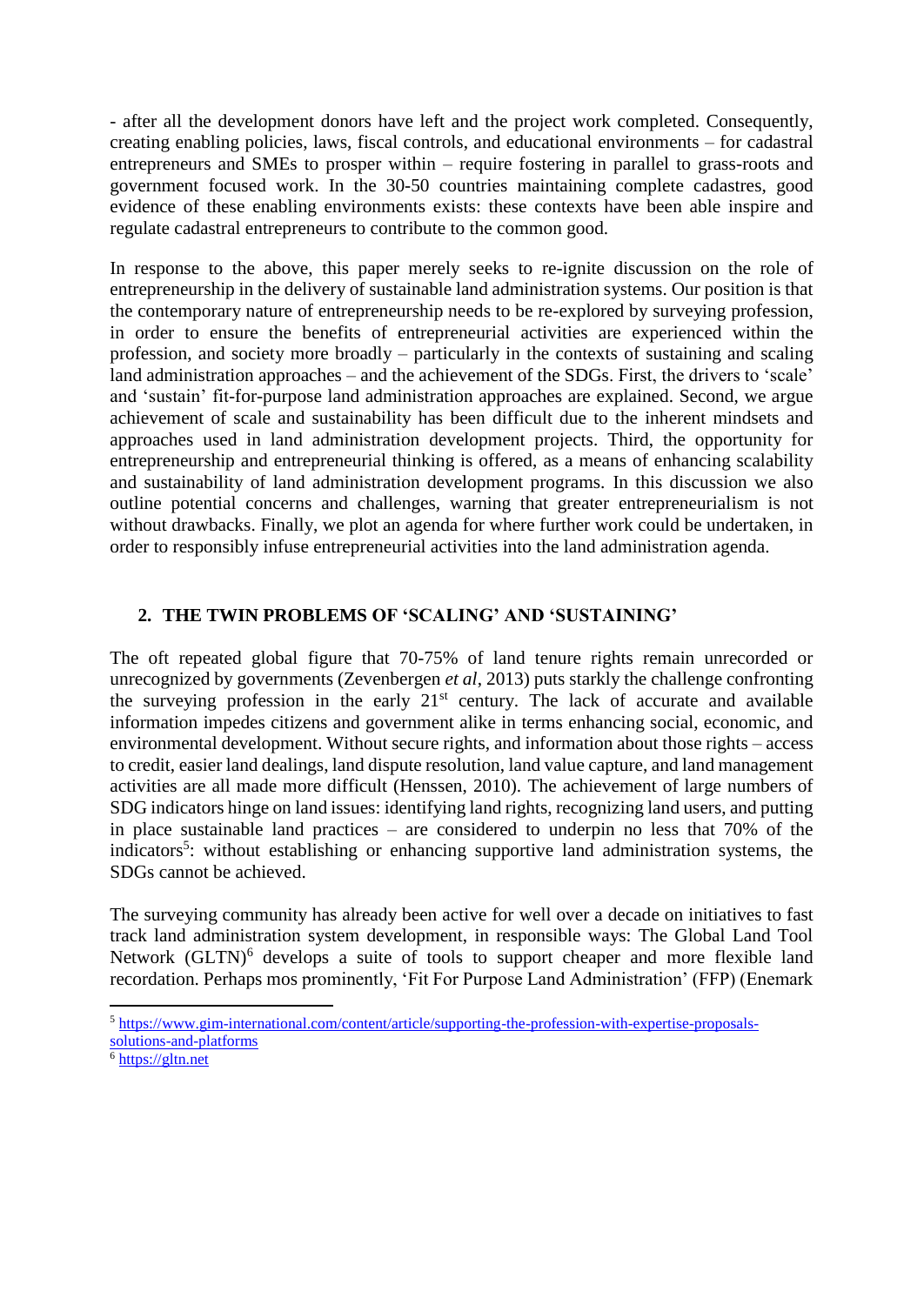- after all the development donors have left and the project work completed. Consequently, creating enabling policies, laws, fiscal controls, and educational environments – for cadastral entrepreneurs and SMEs to prosper within – require fostering in parallel to grass-roots and government focused work. In the 30-50 countries maintaining complete cadastres, good evidence of these enabling environments exists: these contexts have been able inspire and regulate cadastral entrepreneurs to contribute to the common good.

In response to the above, this paper merely seeks to re-ignite discussion on the role of entrepreneurship in the delivery of sustainable land administration systems. Our position is that the contemporary nature of entrepreneurship needs to be re-explored by surveying profession, in order to ensure the benefits of entrepreneurial activities are experienced within the profession, and society more broadly – particularly in the contexts of sustaining and scaling land administration approaches – and the achievement of the SDGs. First, the drivers to 'scale' and 'sustain' fit-for-purpose land administration approaches are explained. Second, we argue achievement of scale and sustainability has been difficult due to the inherent mindsets and approaches used in land administration development projects. Third, the opportunity for entrepreneurship and entrepreneurial thinking is offered, as a means of enhancing scalability and sustainability of land administration development programs. In this discussion we also outline potential concerns and challenges, warning that greater entrepreneurialism is not without drawbacks. Finally, we plot an agenda for where further work could be undertaken, in order to responsibly infuse entrepreneurial activities into the land administration agenda.

## 2. THE TWIN PROBLEMS OF 'SCALING' AND 'SUSTAINING'

The oft repeated global figure that 70-75% of land tenure rights remain unrecorded or unrecognized by governments (Zevenbergen *et al*, 2013) puts starkly the challenge confronting the surveying profession in the early 21st century. The lack of accurate and available information impedes citizens and government alike in terms enhancing social, economic, and environmental development. Without secure rights, and information about those rights – access to credit, easier land dealings, land dispute resolution, land value capture, and land management activities are all made more difficult (Henssen, 2010). The achievement of large numbers of SDG indicators hinge on land issues: identifying land rights, recognizing land users, and putting in place sustainable land practices – are considered to underpin no less that 70% of the indicators[5]: without establishing or enhancing supportive land administration systems, the SDGs cannot be achieved.

The surveying community has already been active for well over a decade on initiatives to fast track land administration system development, in responsible ways: The Global Land Tool Network (GLTN)[6] develops a suite of tools to support cheaper and more flexible land recordation. Perhaps mos prominently, 'Fit For Purpose Land Administration' (FFP) (Enemark

[5] https://www.gim-international.com/content/article/supporting-the-profession-with-expertise-proposals-solutions-and-platforms

[6] https://gltn.net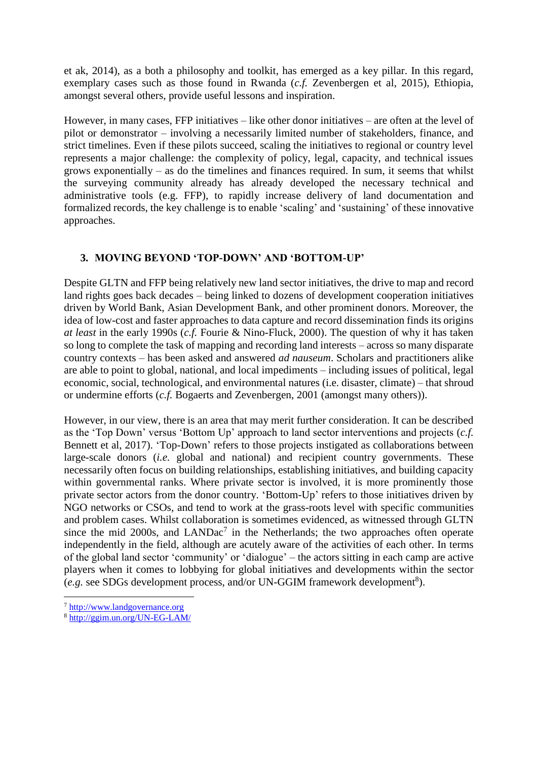et ak, 2014), as a both a philosophy and toolkit, has emerged as a key pillar. In this regard, exemplary cases such as those found in Rwanda (*c.f.* Zevenbergen et al, 2015), Ethiopia, amongst several others, provide useful lessons and inspiration.

However, in many cases, FFP initiatives – like other donor initiatives – are often at the level of pilot or demonstrator – involving a necessarily limited number of stakeholders, finance, and strict timelines. Even if these pilots succeed, scaling the initiatives to regional or country level represents a major challenge: the complexity of policy, legal, capacity, and technical issues grows exponentially – as do the timelines and finances required. In sum, it seems that whilst the surveying community already has already developed the necessary technical and administrative tools (e.g. FFP), to rapidly increase delivery of land documentation and formalized records, the key challenge is to enable 'scaling' and 'sustaining' of these innovative approaches.

## 3. MOVING BEYOND 'TOP-DOWN' AND 'BOTTOM-UP'

Despite GLTN and FFP being relatively new land sector initiatives, the drive to map and record land rights goes back decades – being linked to dozens of development cooperation initiatives driven by World Bank, Asian Development Bank, and other prominent donors. Moreover, the idea of low-cost and faster approaches to data capture and record dissemination finds its origins *at least* in the early 1990s (*c.f.* Fourie & Nino-Fluck, 2000). The question of why it has taken so long to complete the task of mapping and recording land interests – across so many disparate country contexts – has been asked and answered *ad nauseum*. Scholars and practitioners alike are able to point to global, national, and local impediments – including issues of political, legal economic, social, technological, and environmental natures (i.e. disaster, climate) – that shroud or undermine efforts (*c.f.* Bogaerts and Zevenbergen, 2001 (amongst many others)).

However, in our view, there is an area that may merit further consideration. It can be described as the 'Top Down' versus 'Bottom Up' approach to land sector interventions and projects (*c.f.* Bennett et al, 2017). 'Top-Down' refers to those projects instigated as collaborations between large-scale donors (*i.e.* global and national) and recipient country governments. These necessarily often focus on building relationships, establishing initiatives, and building capacity within governmental ranks. Where private sector is involved, it is more prominently those private sector actors from the donor country. 'Bottom-Up' refers to those initiatives driven by NGO networks or CSOs, and tend to work at the grass-roots level with specific communities and problem cases. Whilst collaboration is sometimes evidenced, as witnessed through GLTN since the mid 2000s, and LANDac[7] in the Netherlands; the two approaches often operate independently in the field, although are acutely aware of the activities of each other. In terms of the global land sector 'community' or 'dialogue' – the actors sitting in each camp are active players when it comes to lobbying for global initiatives and developments within the sector (*e.g.* see SDGs development process, and/or UN-GGIM framework development[8]).

[7] http://www.landgovernance.org

[8] http://ggim.un.org/UN-EG-LAM/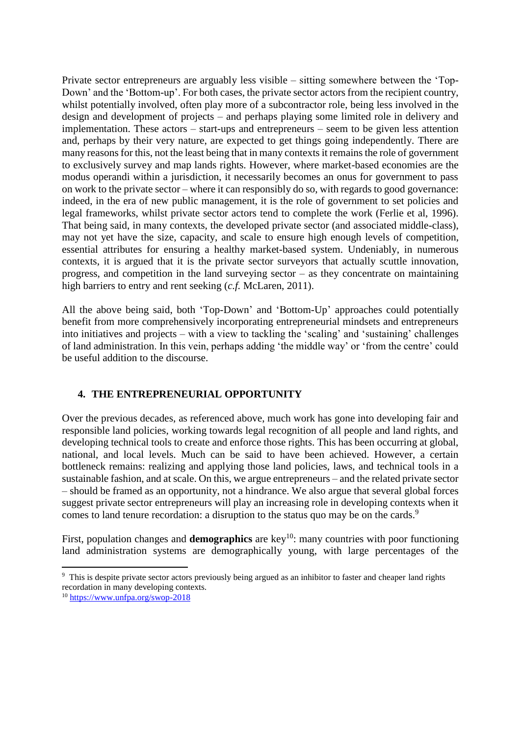Private sector entrepreneurs are arguably less visible – sitting somewhere between the 'Top-Down' and the 'Bottom-up'. For both cases, the private sector actors from the recipient country, whilst potentially involved, often play more of a subcontractor role, being less involved in the design and development of projects – and perhaps playing some limited role in delivery and implementation. These actors – start-ups and entrepreneurs – seem to be given less attention and, perhaps by their very nature, are expected to get things going independently. There are many reasons for this, not the least being that in many contexts it remains the role of government to exclusively survey and map lands rights. However, where market-based economies are the modus operandi within a jurisdiction, it necessarily becomes an onus for government to pass on work to the private sector – where it can responsibly do so, with regards to good governance: indeed, in the era of new public management, it is the role of government to set policies and legal frameworks, whilst private sector actors tend to complete the work (Ferlie et al, 1996). That being said, in many contexts, the developed private sector (and associated middle-class), may not yet have the size, capacity, and scale to ensure high enough levels of competition, essential attributes for ensuring a healthy market-based system. Undeniably, in numerous contexts, it is argued that it is the private sector surveyors that actually scuttle innovation, progress, and competition in the land surveying sector – as they concentrate on maintaining high barriers to entry and rent seeking (*c.f.* McLaren, 2011).

All the above being said, both 'Top-Down' and 'Bottom-Up' approaches could potentially benefit from more comprehensively incorporating entrepreneurial mindsets and entrepreneurs into initiatives and projects – with a view to tackling the 'scaling' and 'sustaining' challenges of land administration. In this vein, perhaps adding 'the middle way' or 'from the centre' could be useful addition to the discourse.

## 4. THE ENTREPRENEURIAL OPPORTUNITY

Over the previous decades, as referenced above, much work has gone into developing fair and responsible land policies, working towards legal recognition of all people and land rights, and developing technical tools to create and enforce those rights. This has been occurring at global, national, and local levels. Much can be said to have been achieved. However, a certain bottleneck remains: realizing and applying those land policies, laws, and technical tools in a sustainable fashion, and at scale. On this, we argue entrepreneurs – and the related private sector – should be framed as an opportunity, not a hindrance. We also argue that several global forces suggest private sector entrepreneurs will play an increasing role in developing contexts when it comes to land tenure recordation: a disruption to the status quo may be on the cards.[9]

First, population changes and **demographics** are key[10]: many countries with poor functioning land administration systems are demographically young, with large percentages of the

[9] This is despite private sector actors previously being argued as an inhibitor to faster and cheaper land rights recordation in many developing contexts.

[10] https://www.unfpa.org/swop-2018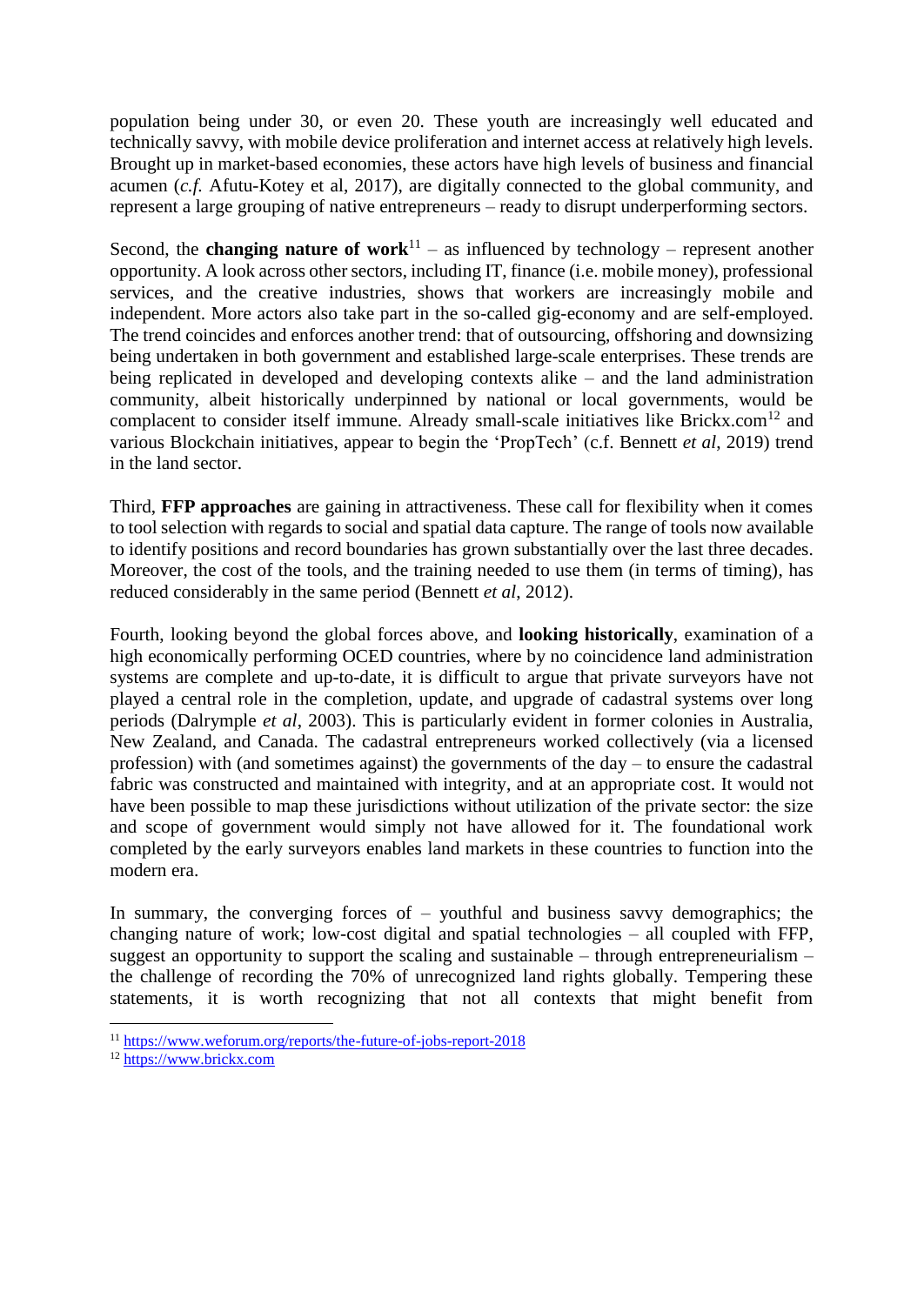population being under 30, or even 20. These youth are increasingly well educated and technically savvy, with mobile device proliferation and internet access at relatively high levels. Brought up in market-based economies, these actors have high levels of business and financial acumen (*c.f.* Afutu-Kotey et al, 2017), are digitally connected to the global community, and represent a large grouping of native entrepreneurs – ready to disrupt underperforming sectors.

Second, the **changing nature of work**[11] – as influenced by technology – represent another opportunity. A look across other sectors, including IT, finance (i.e. mobile money), professional services, and the creative industries, shows that workers are increasingly mobile and independent. More actors also take part in the so-called gig-economy and are self-employed. The trend coincides and enforces another trend: that of outsourcing, offshoring and downsizing being undertaken in both government and established large-scale enterprises. These trends are being replicated in developed and developing contexts alike – and the land administration community, albeit historically underpinned by national or local governments, would be complacent to consider itself immune. Already small-scale initiatives like Brickx.com[12] and various Blockchain initiatives, appear to begin the 'PropTech' (c.f. Bennett *et al*, 2019) trend in the land sector.

Third, **FFP approaches** are gaining in attractiveness. These call for flexibility when it comes to tool selection with regards to social and spatial data capture. The range of tools now available to identify positions and record boundaries has grown substantially over the last three decades. Moreover, the cost of the tools, and the training needed to use them (in terms of timing), has reduced considerably in the same period (Bennett *et al*, 2012).

Fourth, looking beyond the global forces above, and **looking historically**, examination of a high economically performing OCED countries, where by no coincidence land administration systems are complete and up-to-date, it is difficult to argue that private surveyors have not played a central role in the completion, update, and upgrade of cadastral systems over long periods (Dalrymple *et al*, 2003). This is particularly evident in former colonies in Australia, New Zealand, and Canada. The cadastral entrepreneurs worked collectively (via a licensed profession) with (and sometimes against) the governments of the day – to ensure the cadastral fabric was constructed and maintained with integrity, and at an appropriate cost. It would not have been possible to map these jurisdictions without utilization of the private sector: the size and scope of government would simply not have allowed for it. The foundational work completed by the early surveyors enables land markets in these countries to function into the modern era.

In summary, the converging forces of – youthful and business savvy demographics; the changing nature of work; low-cost digital and spatial technologies – all coupled with FFP, suggest an opportunity to support the scaling and sustainable – through entrepreneurialism – the challenge of recording the 70% of unrecognized land rights globally. Tempering these statements, it is worth recognizing that not all contexts that might benefit from

[11] https://www.weforum.org/reports/the-future-of-jobs-report-2018

[12] https://www.brickx.com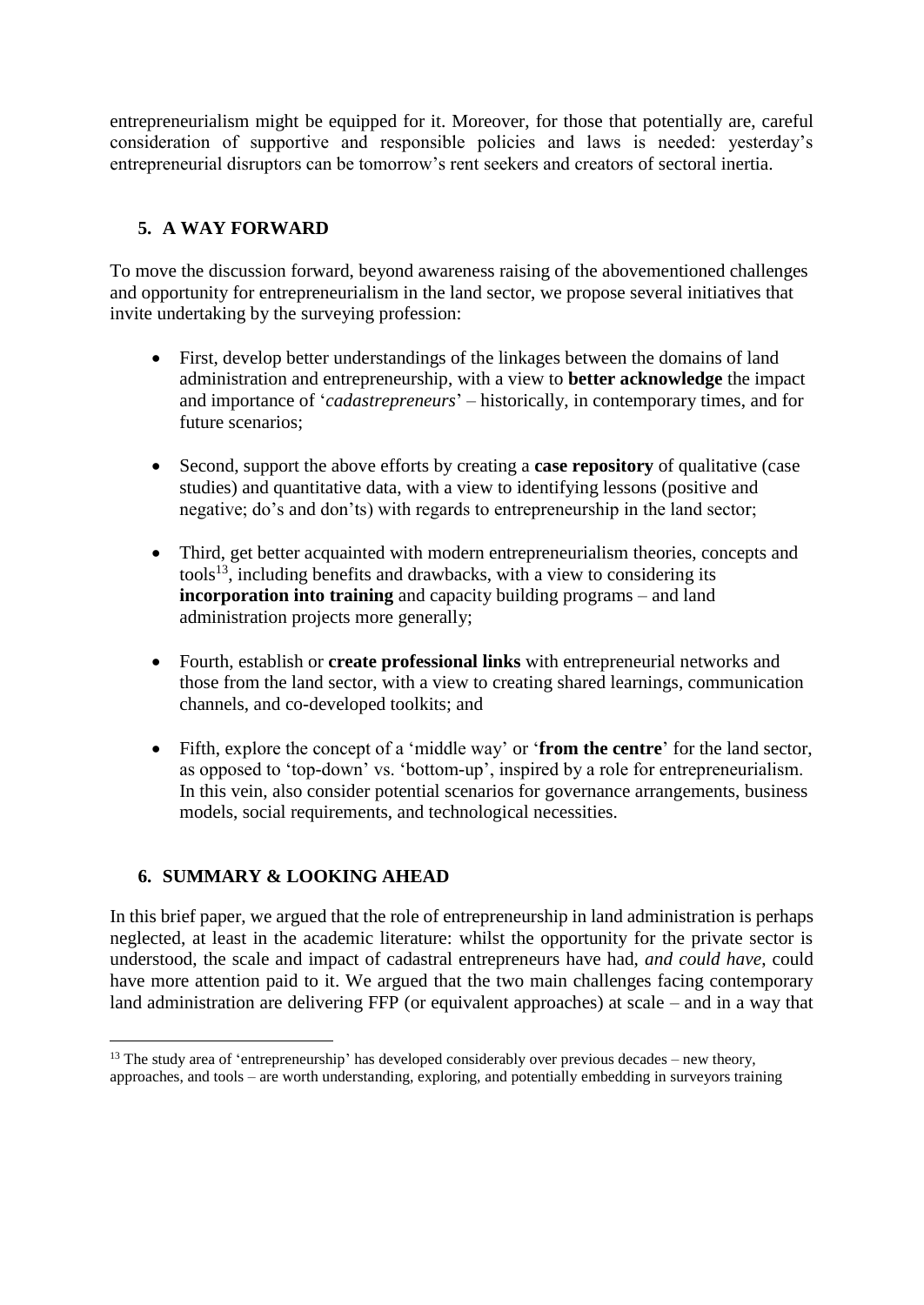entrepreneurialism might be equipped for it. Moreover, for those that potentially are, careful consideration of supportive and responsible policies and laws is needed: yesterday's entrepreneurial disruptors can be tomorrow's rent seekers and creators of sectoral inertia.

## 5. A WAY FORWARD

To move the discussion forward, beyond awareness raising of the abovementioned challenges and opportunity for entrepreneurialism in the land sector, we propose several initiatives that invite undertaking by the surveying profession:

- First, develop better understandings of the linkages between the domains of land administration and entrepreneurship, with a view to **better acknowledge** the impact and importance of '*cadastrepreneurs*' – historically, in contemporary times, and for future scenarios;
- Second, support the above efforts by creating a **case repository** of qualitative (case studies) and quantitative data, with a view to identifying lessons (positive and negative; do's and don'ts) with regards to entrepreneurship in the land sector;
- Third, get better acquainted with modern entrepreneurialism theories, concepts and tools[13], including benefits and drawbacks, with a view to considering its **incorporation into training** and capacity building programs – and land administration projects more generally;
- Fourth, establish or **create professional links** with entrepreneurial networks and those from the land sector, with a view to creating shared learnings, communication channels, and co-developed toolkits; and
- Fifth, explore the concept of a 'middle way' or '**from the centre**' for the land sector, as opposed to 'top-down' vs. 'bottom-up', inspired by a role for entrepreneurialism. In this vein, also consider potential scenarios for governance arrangements, business models, social requirements, and technological necessities.

## 6. SUMMARY & LOOKING AHEAD

In this brief paper, we argued that the role of entrepreneurship in land administration is perhaps neglected, at least in the academic literature: whilst the opportunity for the private sector is understood, the scale and impact of cadastral entrepreneurs have had, *and could have*, could have more attention paid to it. We argued that the two main challenges facing contemporary land administration are delivering FFP (or equivalent approaches) at scale – and in a way that

[13] The study area of 'entrepreneurship' has developed considerably over previous decades – new theory, approaches, and tools – are worth understanding, exploring, and potentially embedding in surveyors training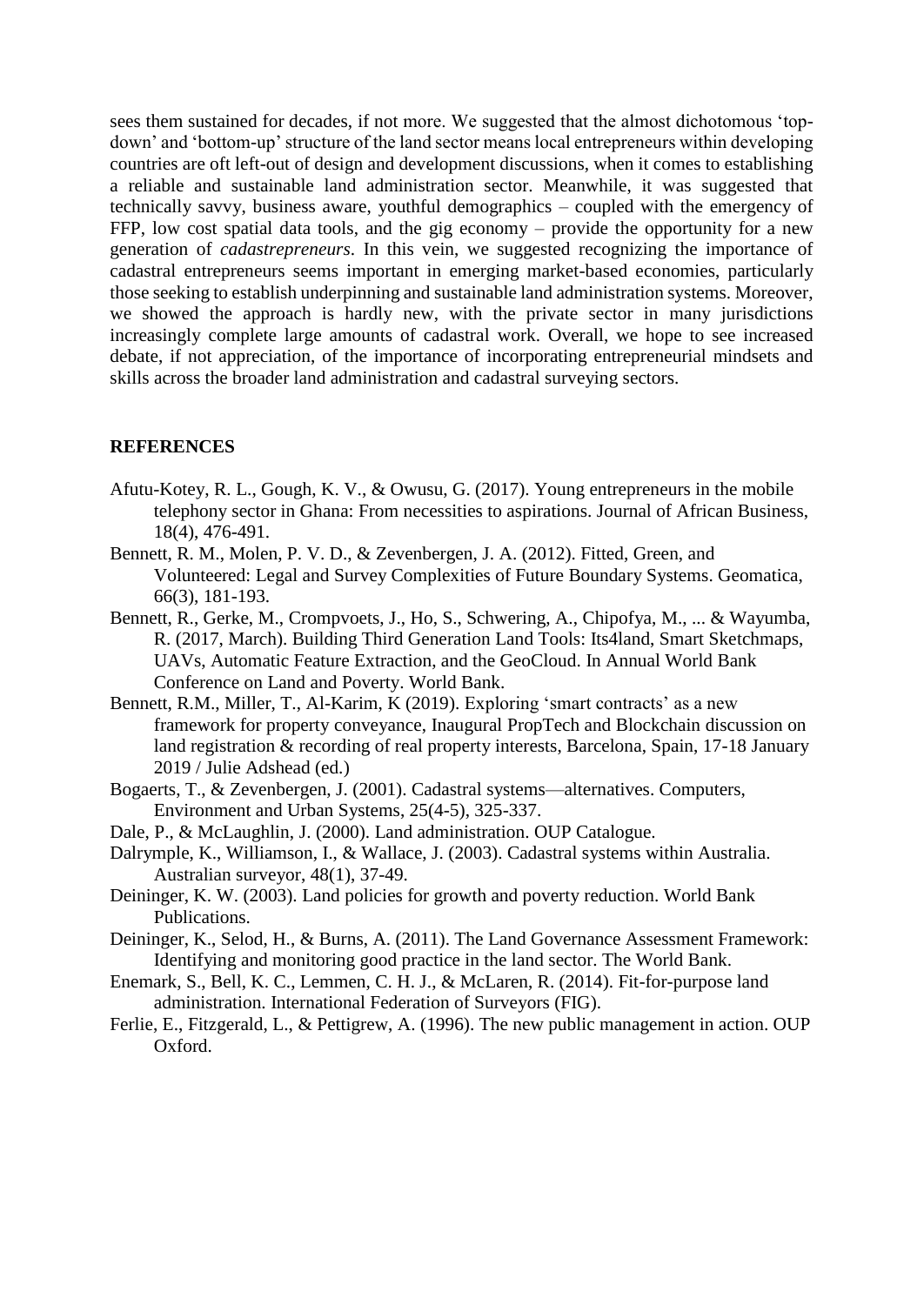sees them sustained for decades, if not more. We suggested that the almost dichotomous 'top-down' and 'bottom-up' structure of the land sector means local entrepreneurs within developing countries are oft left-out of design and development discussions, when it comes to establishing a reliable and sustainable land administration sector. Meanwhile, it was suggested that technically savvy, business aware, youthful demographics – coupled with the emergency of FFP, low cost spatial data tools, and the gig economy – provide the opportunity for a new generation of *cadastrepreneurs*. In this vein, we suggested recognizing the importance of cadastral entrepreneurs seems important in emerging market-based economies, particularly those seeking to establish underpinning and sustainable land administration systems. Moreover, we showed the approach is hardly new, with the private sector in many jurisdictions increasingly complete large amounts of cadastral work. Overall, we hope to see increased debate, if not appreciation, of the importance of incorporating entrepreneurial mindsets and skills across the broader land administration and cadastral surveying sectors.

## REFERENCES

Afutu-Kotey, R. L., Gough, K. V., & Owusu, G. (2017). Young entrepreneurs in the mobile telephony sector in Ghana: From necessities to aspirations. Journal of African Business, 18(4), 476-491.

Bennett, R. M., Molen, P. V. D., & Zevenbergen, J. A. (2012). Fitted, Green, and Volunteered: Legal and Survey Complexities of Future Boundary Systems. Geomatica, 66(3), 181-193.

Bennett, R., Gerke, M., Crompvoets, J., Ho, S., Schwering, A., Chipofya, M., ... & Wayumba, R. (2017, March). Building Third Generation Land Tools: Its4land, Smart Sketchmaps, UAVs, Automatic Feature Extraction, and the GeoCloud. In Annual World Bank Conference on Land and Poverty. World Bank.

Bennett, R.M., Miller, T., Al-Karim, K (2019). Exploring 'smart contracts' as a new framework for property conveyance, Inaugural PropTech and Blockchain discussion on land registration & recording of real property interests, Barcelona, Spain, 17-18 January 2019 / Julie Adshead (ed.)

Bogaerts, T., & Zevenbergen, J. (2001). Cadastral systems—alternatives. Computers, Environment and Urban Systems, 25(4-5), 325-337.

Dale, P., & McLaughlin, J. (2000). Land administration. OUP Catalogue.

Dalrymple, K., Williamson, I., & Wallace, J. (2003). Cadastral systems within Australia. Australian surveyor, 48(1), 37-49.

Deininger, K. W. (2003). Land policies for growth and poverty reduction. World Bank Publications.

Deininger, K., Selod, H., & Burns, A. (2011). The Land Governance Assessment Framework: Identifying and monitoring good practice in the land sector. The World Bank.

Enemark, S., Bell, K. C., Lemmen, C. H. J., & McLaren, R. (2014). Fit-for-purpose land administration. International Federation of Surveyors (FIG).

Ferlie, E., Fitzgerald, L., & Pettigrew, A. (1996). The new public management in action. OUP Oxford.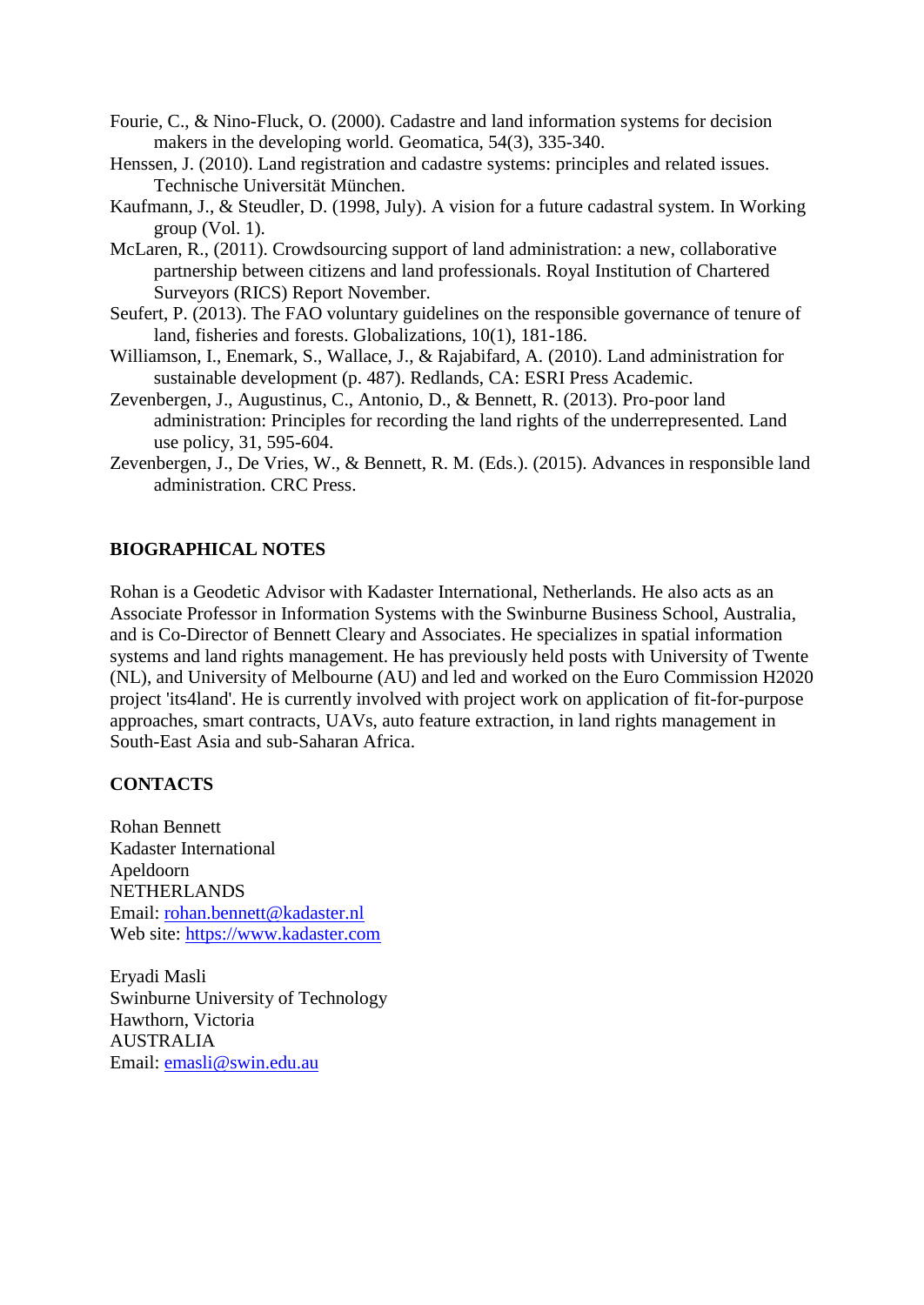Fourie, C., & Nino-Fluck, O. (2000). Cadastre and land information systems for decision makers in the developing world. Geomatica, 54(3), 335-340.

Henssen, J. (2010). Land registration and cadastre systems: principles and related issues. Technische Universität München.

Kaufmann, J., & Steudler, D. (1998, July). A vision for a future cadastral system. In Working group (Vol. 1).

McLaren, R., (2011). Crowdsourcing support of land administration: a new, collaborative partnership between citizens and land professionals. Royal Institution of Chartered Surveyors (RICS) Report November.

Seufert, P. (2013). The FAO voluntary guidelines on the responsible governance of tenure of land, fisheries and forests. Globalizations, 10(1), 181-186.

Williamson, I., Enemark, S., Wallace, J., & Rajabifard, A. (2010). Land administration for sustainable development (p. 487). Redlands, CA: ESRI Press Academic.

Zevenbergen, J., Augustinus, C., Antonio, D., & Bennett, R. (2013). Pro-poor land administration: Principles for recording the land rights of the underrepresented. Land use policy, 31, 595-604.

Zevenbergen, J., De Vries, W., & Bennett, R. M. (Eds.). (2015). Advances in responsible land administration. CRC Press.

## BIOGRAPHICAL NOTES

Rohan is a Geodetic Advisor with Kadaster International, Netherlands. He also acts as an Associate Professor in Information Systems with the Swinburne Business School, Australia, and is Co-Director of Bennett Cleary and Associates. He specializes in spatial information systems and land rights management. He has previously held posts with University of Twente (NL), and University of Melbourne (AU) and led and worked on the Euro Commission H2020 project 'its4land'. He is currently involved with project work on application of fit-for-purpose approaches, smart contracts, UAVs, auto feature extraction, in land rights management in South-East Asia and sub-Saharan Africa.

## CONTACTS

Rohan Bennett
Kadaster International
Apeldoorn
NETHERLANDS
Email: rohan.bennett@kadaster.nl
Web site: https://www.kadaster.com

Eryadi Masli
Swinburne University of Technology
Hawthorn, Victoria
AUSTRALIA
Email: emasli@swin.edu.au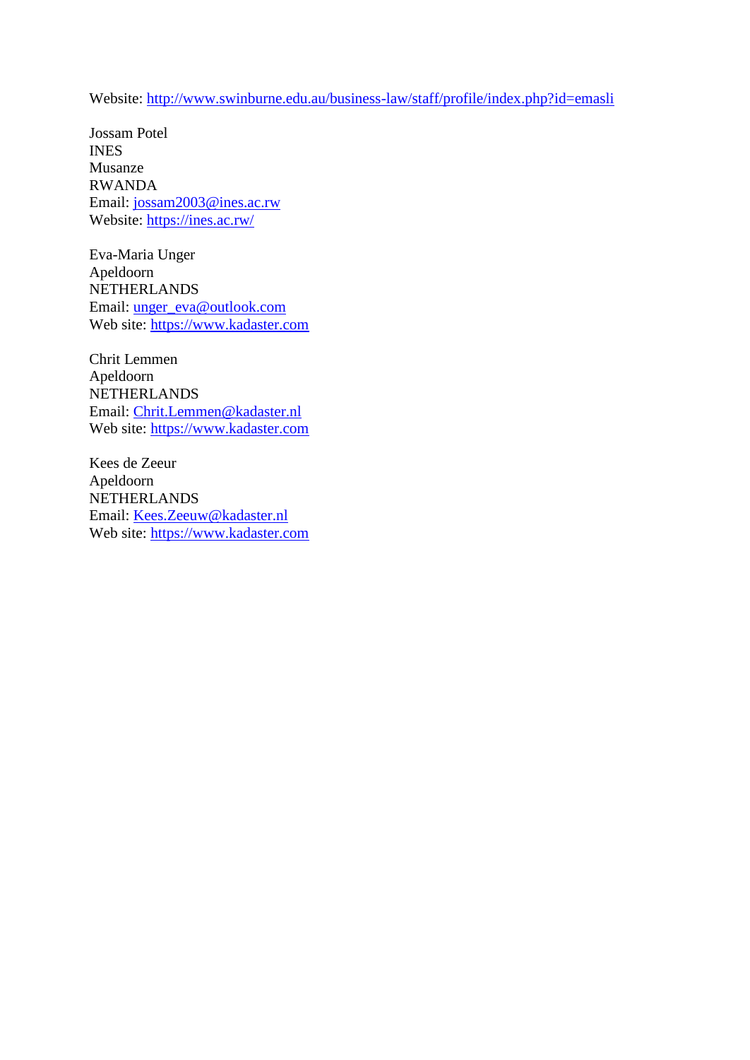Website: http://www.swinburne.edu.au/business-law/staff/profile/index.php?id=emasli

Jossam Potel  
INES  
Musanze  
RWANDA  
Email: jossam2003@ines.ac.rw  
Website: https://ines.ac.rw/

Eva-Maria Unger  
Apeldoorn  
NETHERLANDS  
Email: unger_eva@outlook.com  
Web site: https://www.kadaster.com

Chrit Lemmen  
Apeldoorn  
NETHERLANDS  
Email: Chrit.Lemmen@kadaster.nl  
Web site: https://www.kadaster.com

Kees de Zeeur  
Apeldoorn  
NETHERLANDS  
Email: Kees.Zeeuw@kadaster.nl  
Web site: https://www.kadaster.com